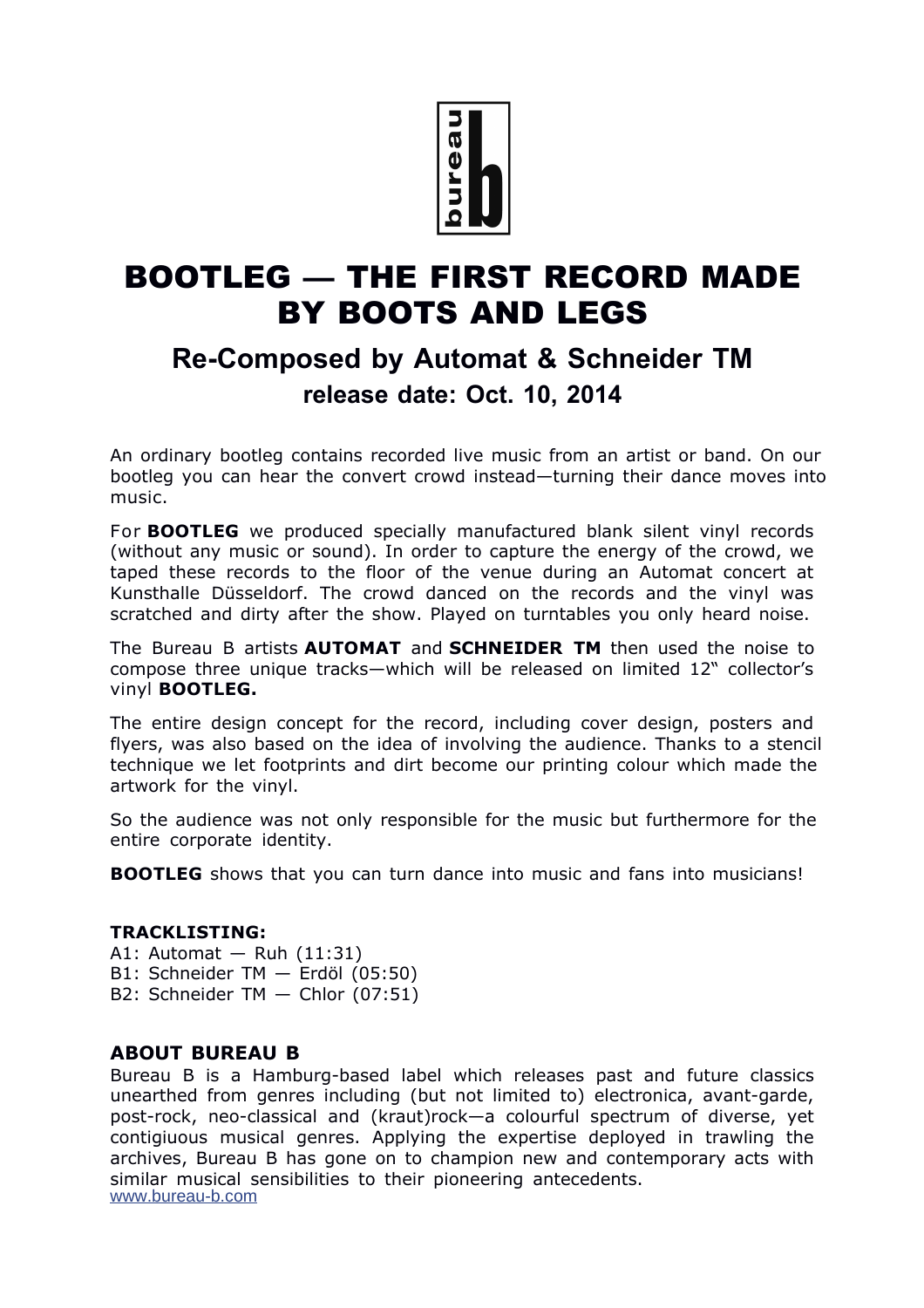# BOOTLEG — THE FIRST RECORD MADE BY BOOTS AND LEGS

## Re-Composed by Automat & Schneider TM

### release date: Oct. 10, 2014

An ordinary bootleg contains recorded live music from an artist or band. On our bootleg you can hear the convert crowd instead—turning their dance moves into music.

For **BOOTLEG** we produced specially manufactured blank silent vinyl records (without any music or sound). In order to capture the energy of the crowd, we taped these records to the floor of the venue during an Automat concert at Kunsthalle Düsseldorf. The crowd danced on the records and the vinyl was scratched and dirty after the show. Played on turntables you only heard noise.

The Bureau B artists **AUTOMAT** and **SCHNEIDER TM** then used the noise to compose three unique tracks—which will be released on limited 12" collector's vinyl **BOOTLEG.**

The entire design concept for the record, including cover design, posters and flyers, was also based on the idea of involving the audience. Thanks to a stencil technique we let footprints and dirt become our printing colour which made the artwork for the vinyl.

So the audience was not only responsible for the music but furthermore for the entire corporate identity.

**BOOTLEG** shows that you can turn dance into music and fans into musicians!

**TRACKLISTING:**

A1: Automat — Ruh (11:31)
B1: Schneider TM — Erdöl (05:50)
B2: Schneider TM — Chlor (07:51)

**ABOUT BUREAU B**

Bureau B is a Hamburg-based label which releases past and future classics unearthed from genres including (but not limited to) electronica, avant-garde, post-rock, neo-classical and (kraut)rock—a colourful spectrum of diverse, yet contigiuous musical genres. Applying the expertise deployed in trawling the archives, Bureau B has gone on to champion new and contemporary acts with similar musical sensibilities to their pioneering antecedents.
www.bureau-b.com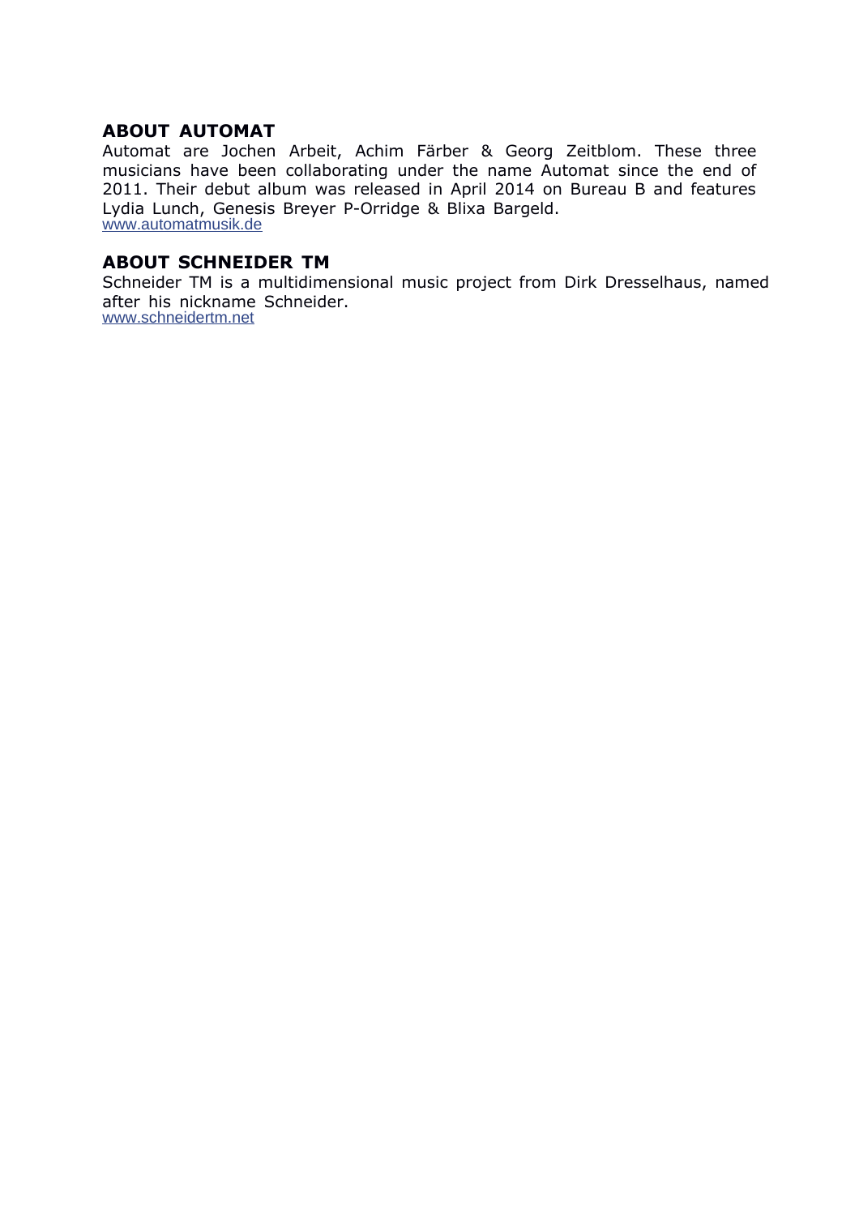## ABOUT AUTOMAT

Automat are Jochen Arbeit, Achim Färber & Georg Zeitblom. These three musicians have been collaborating under the name Automat since the end of 2011. Their debut album was released in April 2014 on Bureau B and features Lydia Lunch, Genesis Breyer P-Orridge & Blixa Bargeld.
www.automatmusik.de

## ABOUT SCHNEIDER TM

Schneider TM is a multidimensional music project from Dirk Dresselhaus, named after his nickname Schneider.
www.schneidertm.net